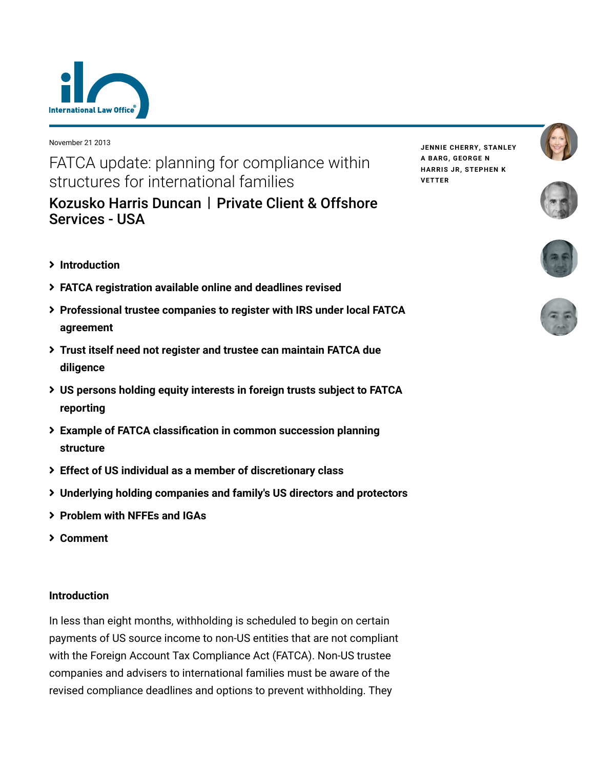November 21 2013

# FATCA update: planning for compliance within structures for international families

## Kozusko Harris Duncan | Private Client & Offshore Services - USA

JENNIE CHERRY, STANLEY A BARG, GEORGE N HARRIS JR, STEPHEN K VETTER

- Introduction
- FATCA registration available online and deadlines revised
- Professional trustee companies to register with IRS under local FATCA agreement
- Trust itself need not register and trustee can maintain FATCA due diligence
- US persons holding equity interests in foreign trusts subject to FATCA reporting
- Example of FATCA classification in common succession planning structure
- Effect of US individual as a member of discretionary class
- Underlying holding companies and family's US directors and protectors
- Problem with NFFEs and IGAs
- Comment

### Introduction

In less than eight months, withholding is scheduled to begin on certain payments of US source income to non-US entities that are not compliant with the Foreign Account Tax Compliance Act (FATCA). Non-US trustee companies and advisers to international families must be aware of the revised compliance deadlines and options to prevent withholding. They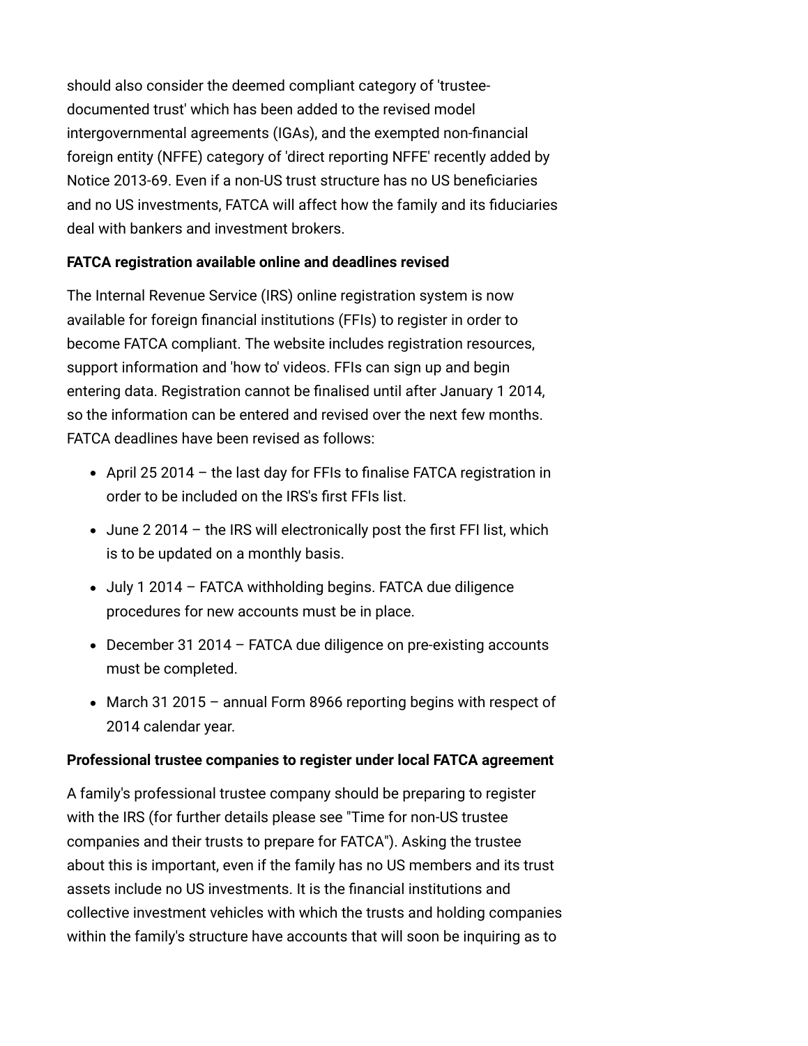should also consider the deemed compliant category of 'trustee-documented trust' which has been added to the revised model intergovernmental agreements (IGAs), and the exempted non-financial foreign entity (NFFE) category of 'direct reporting NFFE' recently added by Notice 2013-69. Even if a non-US trust structure has no US beneficiaries and no US investments, FATCA will affect how the family and its fiduciaries deal with bankers and investment brokers.

**FATCA registration available online and deadlines revised**

The Internal Revenue Service (IRS) online registration system is now available for foreign financial institutions (FFIs) to register in order to become FATCA compliant. The website includes registration resources, support information and 'how to' videos. FFIs can sign up and begin entering data. Registration cannot be finalised until after January 1 2014, so the information can be entered and revised over the next few months. FATCA deadlines have been revised as follows:

- April 25 2014 – the last day for FFIs to finalise FATCA registration in order to be included on the IRS's first FFIs list.
- June 2 2014 – the IRS will electronically post the first FFI list, which is to be updated on a monthly basis.
- July 1 2014 – FATCA withholding begins. FATCA due diligence procedures for new accounts must be in place.
- December 31 2014 – FATCA due diligence on pre-existing accounts must be completed.
- March 31 2015 – annual Form 8966 reporting begins with respect of 2014 calendar year.

**Professional trustee companies to register under local FATCA agreement**

A family's professional trustee company should be preparing to register with the IRS (for further details please see "Time for non-US trustee companies and their trusts to prepare for FATCA"). Asking the trustee about this is important, even if the family has no US members and its trust assets include no US investments. It is the financial institutions and collective investment vehicles with which the trusts and holding companies within the family's structure have accounts that will soon be inquiring as to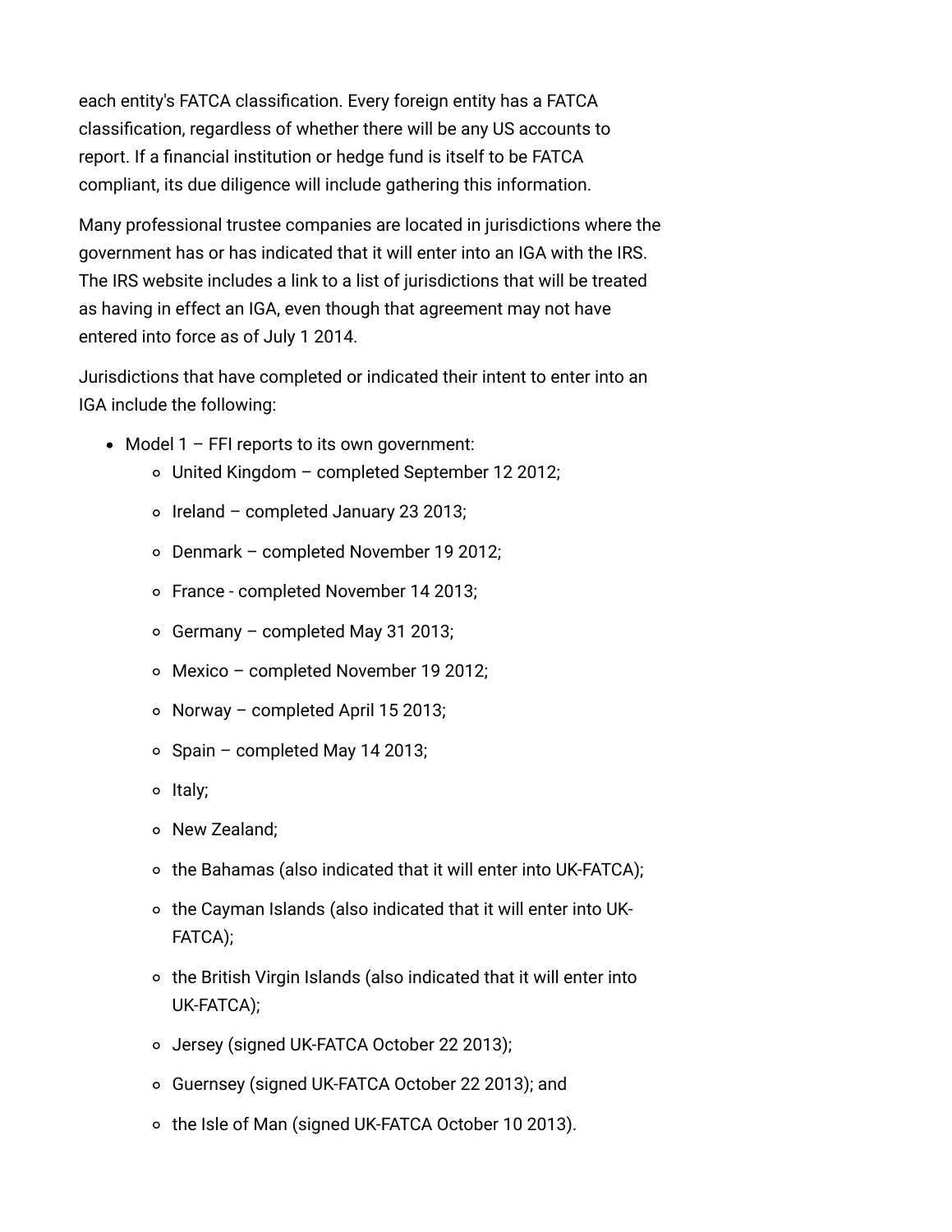each entity's FATCA classification. Every foreign entity has a FATCA classification, regardless of whether there will be any US accounts to report. If a financial institution or hedge fund is itself to be FATCA compliant, its due diligence will include gathering this information.

Many professional trustee companies are located in jurisdictions where the government has or has indicated that it will enter into an IGA with the IRS. The IRS website includes a link to a list of jurisdictions that will be treated as having in effect an IGA, even though that agreement may not have entered into force as of July 1 2014.

Jurisdictions that have completed or indicated their intent to enter into an IGA include the following:

- Model 1 – FFI reports to its own government:
  - United Kingdom – completed September 12 2012;
  - Ireland – completed January 23 2013;
  - Denmark – completed November 19 2012;
  - France - completed November 14 2013;
  - Germany – completed May 31 2013;
  - Mexico – completed November 19 2012;
  - Norway – completed April 15 2013;
  - Spain – completed May 14 2013;
  - Italy;
  - New Zealand;
  - the Bahamas (also indicated that it will enter into UK-FATCA);
  - the Cayman Islands (also indicated that it will enter into UK-FATCA);
  - the British Virgin Islands (also indicated that it will enter into UK-FATCA);
  - Jersey (signed UK-FATCA October 22 2013);
  - Guernsey (signed UK-FATCA October 22 2013); and
  - the Isle of Man (signed UK-FATCA October 10 2013).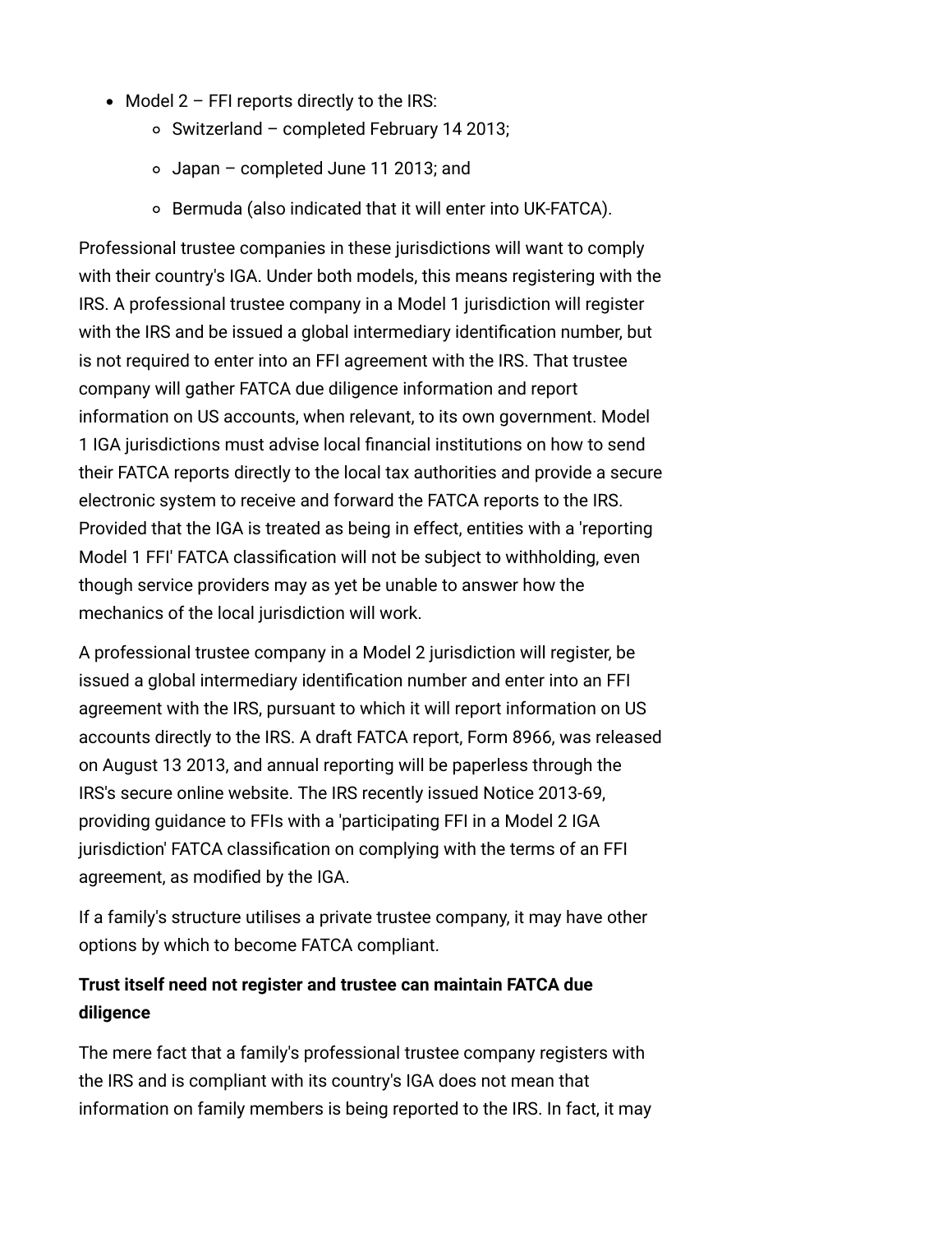- Model 2 – FFI reports directly to the IRS:
  - Switzerland – completed February 14 2013;
  - Japan – completed June 11 2013; and
  - Bermuda (also indicated that it will enter into UK-FATCA).

Professional trustee companies in these jurisdictions will want to comply with their country's IGA. Under both models, this means registering with the IRS. A professional trustee company in a Model 1 jurisdiction will register with the IRS and be issued a global intermediary identification number, but is not required to enter into an FFI agreement with the IRS. That trustee company will gather FATCA due diligence information and report information on US accounts, when relevant, to its own government. Model 1 IGA jurisdictions must advise local financial institutions on how to send their FATCA reports directly to the local tax authorities and provide a secure electronic system to receive and forward the FATCA reports to the IRS. Provided that the IGA is treated as being in effect, entities with a 'reporting Model 1 FFI' FATCA classification will not be subject to withholding, even though service providers may as yet be unable to answer how the mechanics of the local jurisdiction will work.

A professional trustee company in a Model 2 jurisdiction will register, be issued a global intermediary identification number and enter into an FFI agreement with the IRS, pursuant to which it will report information on US accounts directly to the IRS. A draft FATCA report, Form 8966, was released on August 13 2013, and annual reporting will be paperless through the IRS's secure online website. The IRS recently issued Notice 2013-69, providing guidance to FFIs with a 'participating FFI in a Model 2 IGA jurisdiction' FATCA classification on complying with the terms of an FFI agreement, as modified by the IGA.

If a family's structure utilises a private trustee company, it may have other options by which to become FATCA compliant.

**Trust itself need not register and trustee can maintain FATCA due diligence**

The mere fact that a family's professional trustee company registers with the IRS and is compliant with its country's IGA does not mean that information on family members is being reported to the IRS. In fact, it may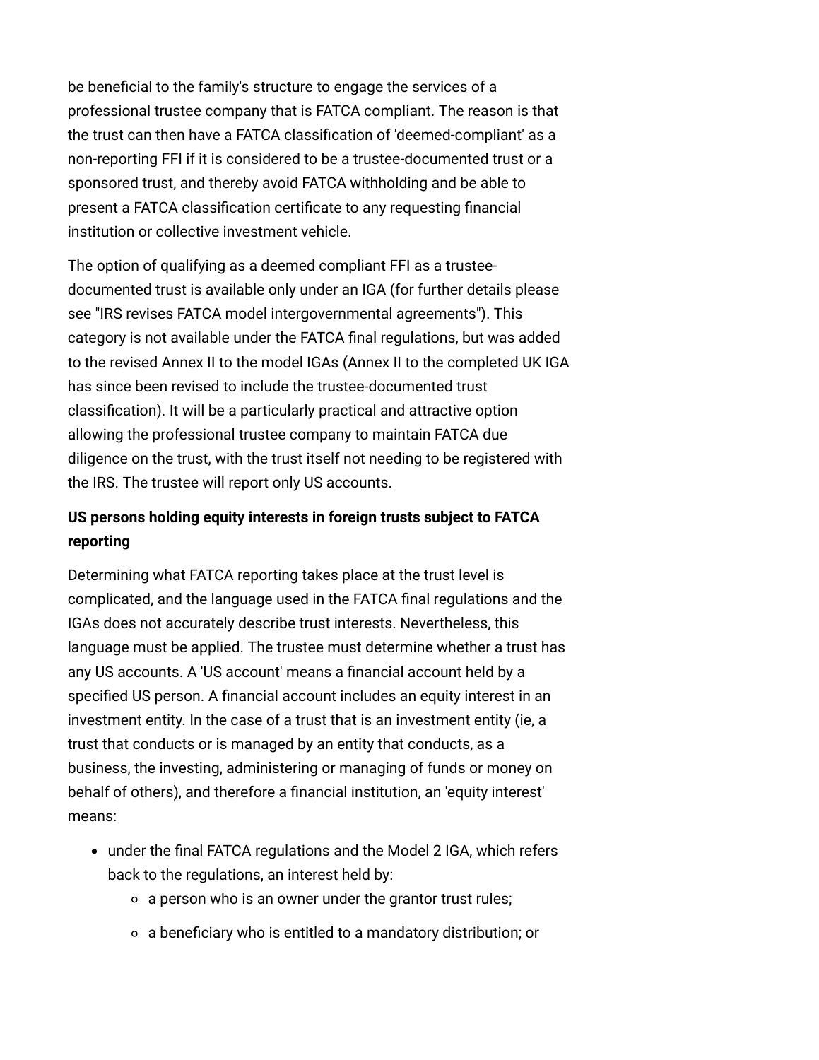be beneficial to the family's structure to engage the services of a professional trustee company that is FATCA compliant. The reason is that the trust can then have a FATCA classification of 'deemed-compliant' as a non-reporting FFI if it is considered to be a trustee-documented trust or a sponsored trust, and thereby avoid FATCA withholding and be able to present a FATCA classification certificate to any requesting financial institution or collective investment vehicle.

The option of qualifying as a deemed compliant FFI as a trustee-documented trust is available only under an IGA (for further details please see "IRS revises FATCA model intergovernmental agreements"). This category is not available under the FATCA final regulations, but was added to the revised Annex II to the model IGAs (Annex II to the completed UK IGA has since been revised to include the trustee-documented trust classification). It will be a particularly practical and attractive option allowing the professional trustee company to maintain FATCA due diligence on the trust, with the trust itself not needing to be registered with the IRS. The trustee will report only US accounts.

**US persons holding equity interests in foreign trusts subject to FATCA reporting**

Determining what FATCA reporting takes place at the trust level is complicated, and the language used in the FATCA final regulations and the IGAs does not accurately describe trust interests. Nevertheless, this language must be applied. The trustee must determine whether a trust has any US accounts. A 'US account' means a financial account held by a specified US person. A financial account includes an equity interest in an investment entity. In the case of a trust that is an investment entity (ie, a trust that conducts or is managed by an entity that conducts, as a business, the investing, administering or managing of funds or money on behalf of others), and therefore a financial institution, an 'equity interest' means:

- under the final FATCA regulations and the Model 2 IGA, which refers back to the regulations, an interest held by:
  - a person who is an owner under the grantor trust rules;
  - a beneficiary who is entitled to a mandatory distribution; or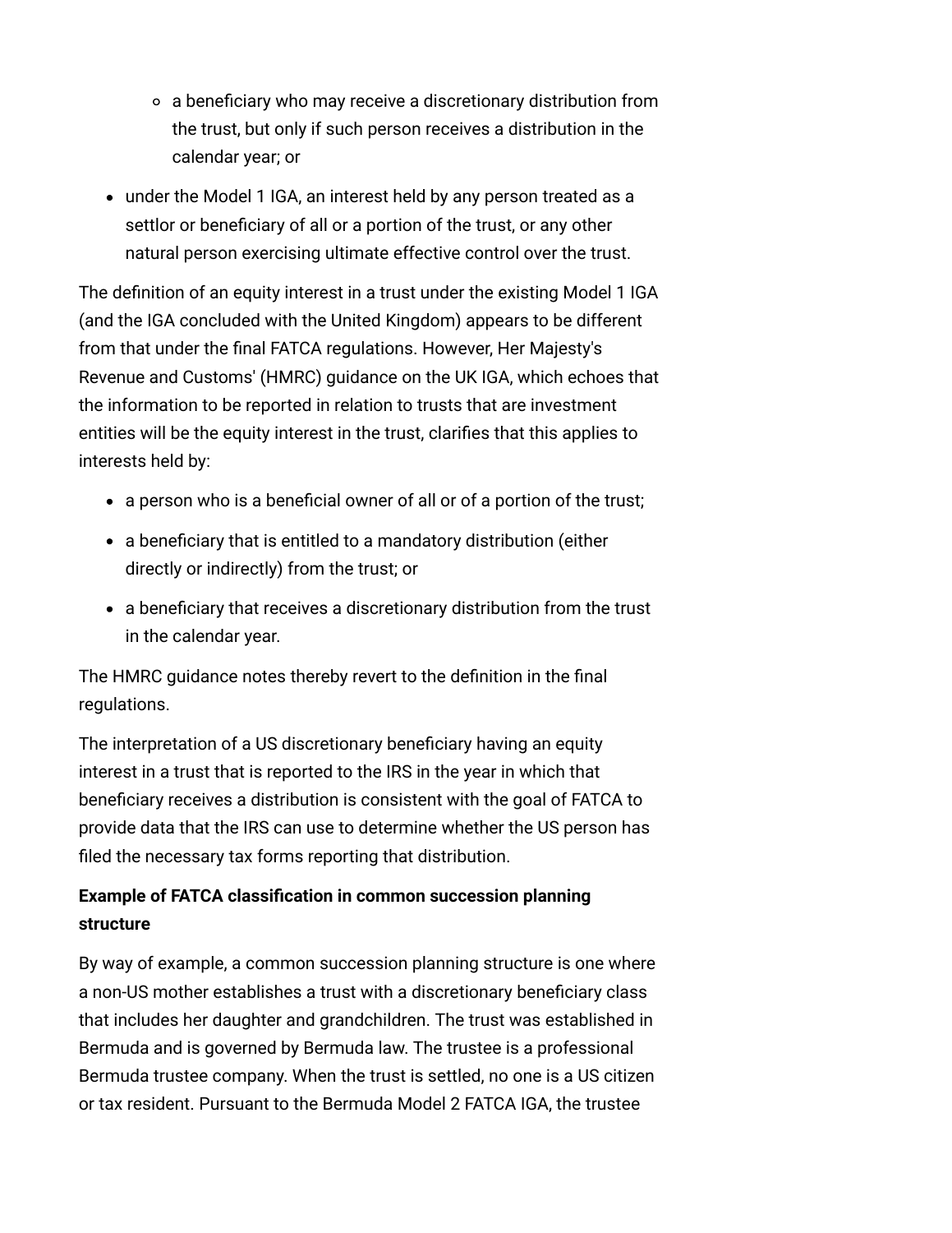- a beneficiary who may receive a discretionary distribution from the trust, but only if such person receives a distribution in the calendar year; or
- under the Model 1 IGA, an interest held by any person treated as a settlor or beneficiary of all or a portion of the trust, or any other natural person exercising ultimate effective control over the trust.

The definition of an equity interest in a trust under the existing Model 1 IGA (and the IGA concluded with the United Kingdom) appears to be different from that under the final FATCA regulations. However, Her Majesty's Revenue and Customs' (HMRC) guidance on the UK IGA, which echoes that the information to be reported in relation to trusts that are investment entities will be the equity interest in the trust, clarifies that this applies to interests held by:

- a person who is a beneficial owner of all or of a portion of the trust;
- a beneficiary that is entitled to a mandatory distribution (either directly or indirectly) from the trust; or
- a beneficiary that receives a discretionary distribution from the trust in the calendar year.

The HMRC guidance notes thereby revert to the definition in the final regulations.

The interpretation of a US discretionary beneficiary having an equity interest in a trust that is reported to the IRS in the year in which that beneficiary receives a distribution is consistent with the goal of FATCA to provide data that the IRS can use to determine whether the US person has filed the necessary tax forms reporting that distribution.

**Example of FATCA classification in common succession planning structure**

By way of example, a common succession planning structure is one where a non-US mother establishes a trust with a discretionary beneficiary class that includes her daughter and grandchildren. The trust was established in Bermuda and is governed by Bermuda law. The trustee is a professional Bermuda trustee company. When the trust is settled, no one is a US citizen or tax resident. Pursuant to the Bermuda Model 2 FATCA IGA, the trustee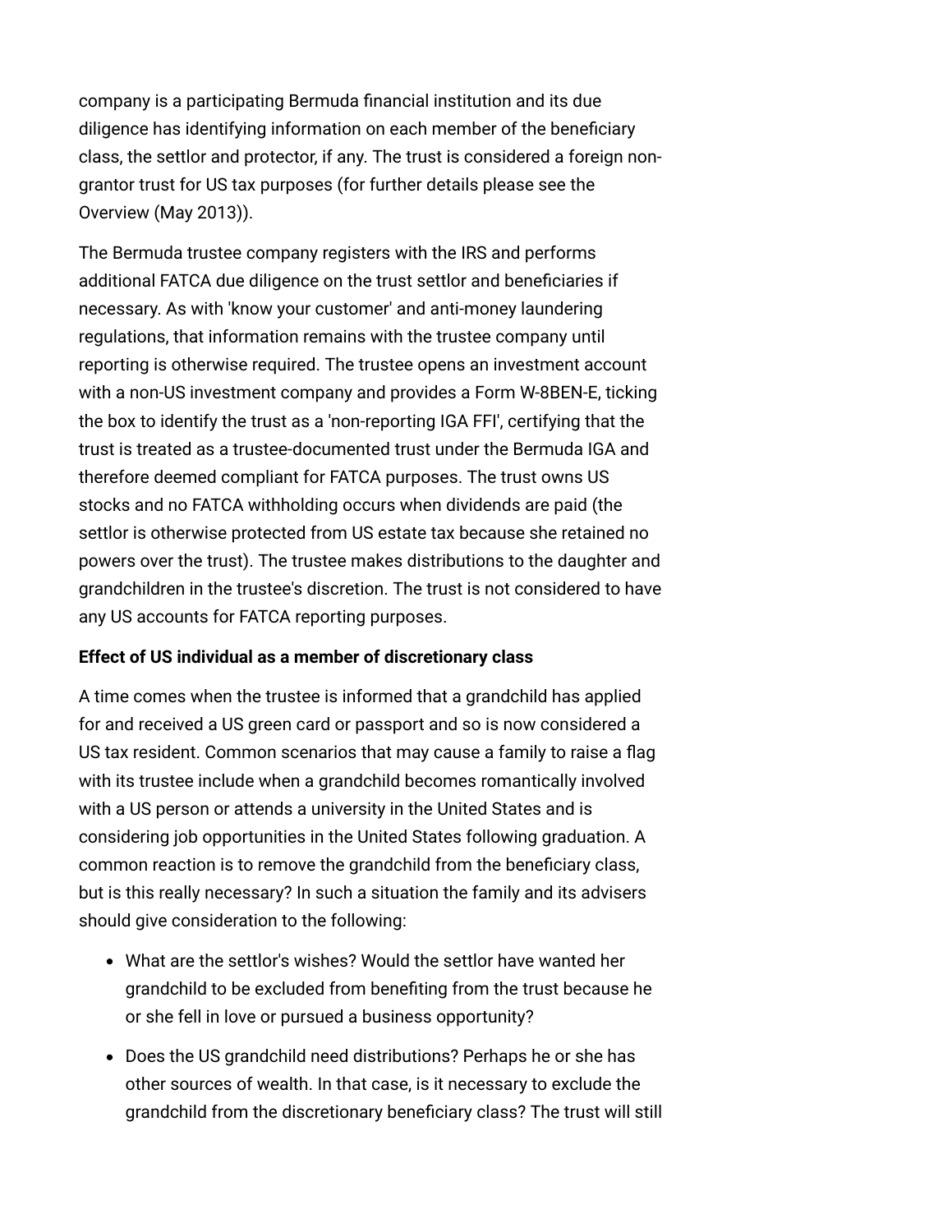company is a participating Bermuda financial institution and its due diligence has identifying information on each member of the beneficiary class, the settlor and protector, if any. The trust is considered a foreign non-grantor trust for US tax purposes (for further details please see the Overview (May 2013)).

The Bermuda trustee company registers with the IRS and performs additional FATCA due diligence on the trust settlor and beneficiaries if necessary. As with 'know your customer' and anti-money laundering regulations, that information remains with the trustee company until reporting is otherwise required. The trustee opens an investment account with a non-US investment company and provides a Form W-8BEN-E, ticking the box to identify the trust as a 'non-reporting IGA FFI', certifying that the trust is treated as a trustee-documented trust under the Bermuda IGA and therefore deemed compliant for FATCA purposes. The trust owns US stocks and no FATCA withholding occurs when dividends are paid (the settlor is otherwise protected from US estate tax because she retained no powers over the trust). The trustee makes distributions to the daughter and grandchildren in the trustee's discretion. The trust is not considered to have any US accounts for FATCA reporting purposes.

**Effect of US individual as a member of discretionary class**

A time comes when the trustee is informed that a grandchild has applied for and received a US green card or passport and so is now considered a US tax resident. Common scenarios that may cause a family to raise a flag with its trustee include when a grandchild becomes romantically involved with a US person or attends a university in the United States and is considering job opportunities in the United States following graduation. A common reaction is to remove the grandchild from the beneficiary class, but is this really necessary? In such a situation the family and its advisers should give consideration to the following:

- What are the settlor's wishes? Would the settlor have wanted her grandchild to be excluded from benefiting from the trust because he or she fell in love or pursued a business opportunity?
- Does the US grandchild need distributions? Perhaps he or she has other sources of wealth. In that case, is it necessary to exclude the grandchild from the discretionary beneficiary class? The trust will still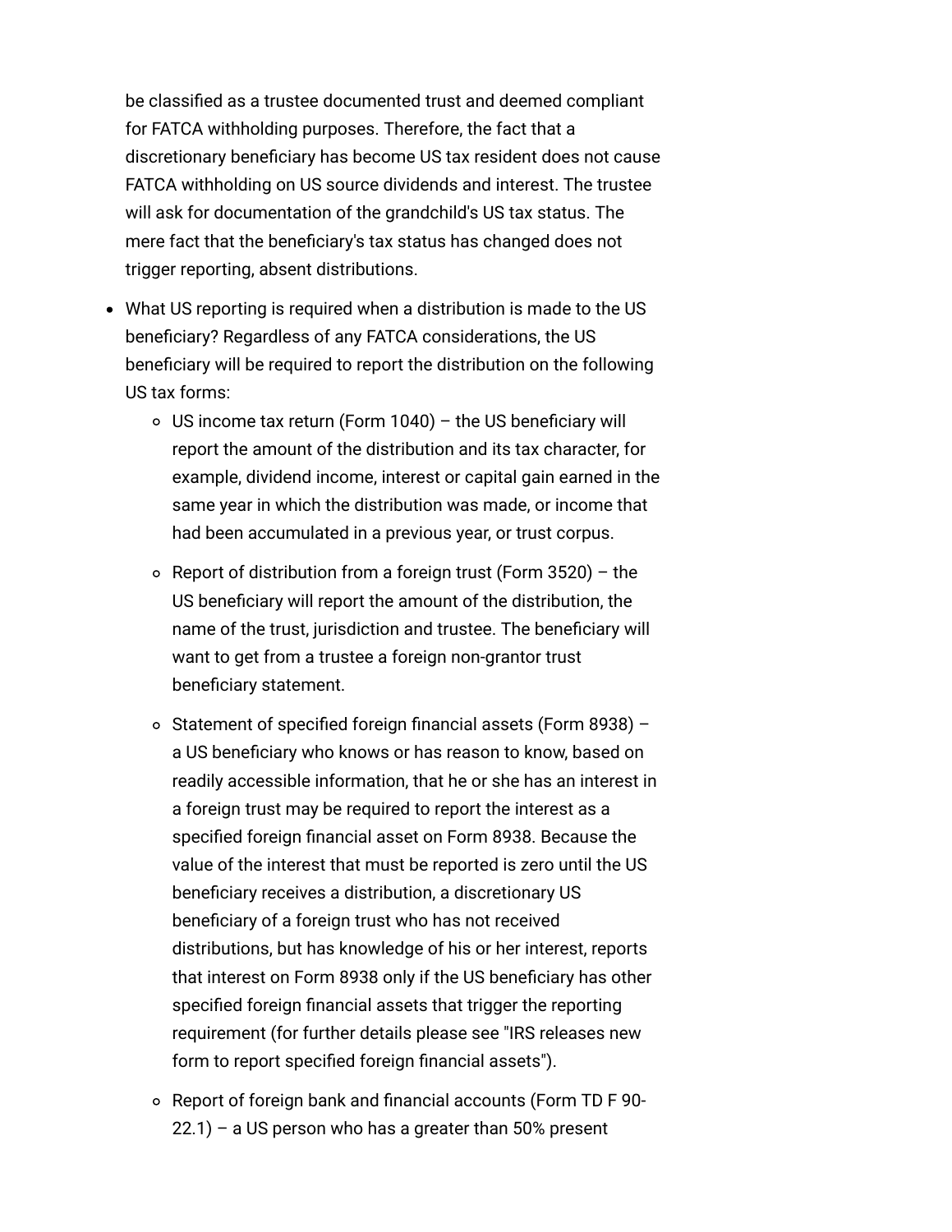be classified as a trustee documented trust and deemed compliant for FATCA withholding purposes. Therefore, the fact that a discretionary beneficiary has become US tax resident does not cause FATCA withholding on US source dividends and interest. The trustee will ask for documentation of the grandchild's US tax status. The mere fact that the beneficiary's tax status has changed does not trigger reporting, absent distributions.

- What US reporting is required when a distribution is made to the US beneficiary? Regardless of any FATCA considerations, the US beneficiary will be required to report the distribution on the following US tax forms:
  - US income tax return (Form 1040) – the US beneficiary will report the amount of the distribution and its tax character, for example, dividend income, interest or capital gain earned in the same year in which the distribution was made, or income that had been accumulated in a previous year, or trust corpus.
  - Report of distribution from a foreign trust (Form 3520) – the US beneficiary will report the amount of the distribution, the name of the trust, jurisdiction and trustee. The beneficiary will want to get from a trustee a foreign non-grantor trust beneficiary statement.
  - Statement of specified foreign financial assets (Form 8938) – a US beneficiary who knows or has reason to know, based on readily accessible information, that he or she has an interest in a foreign trust may be required to report the interest as a specified foreign financial asset on Form 8938. Because the value of the interest that must be reported is zero until the US beneficiary receives a distribution, a discretionary US beneficiary of a foreign trust who has not received distributions, but has knowledge of his or her interest, reports that interest on Form 8938 only if the US beneficiary has other specified foreign financial assets that trigger the reporting requirement (for further details please see "IRS releases new form to report specified foreign financial assets").
  - Report of foreign bank and financial accounts (Form TD F 90-22.1) – a US person who has a greater than 50% present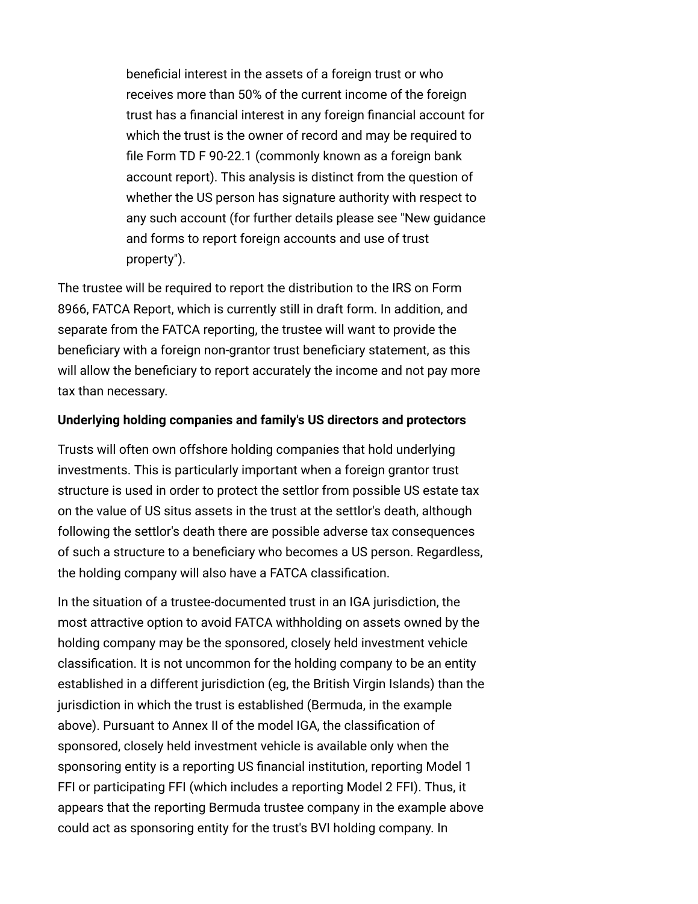beneficial interest in the assets of a foreign trust or who receives more than 50% of the current income of the foreign trust has a financial interest in any foreign financial account for which the trust is the owner of record and may be required to file Form TD F 90-22.1 (commonly known as a foreign bank account report). This analysis is distinct from the question of whether the US person has signature authority with respect to any such account (for further details please see "New guidance and forms to report foreign accounts and use of trust property").

The trustee will be required to report the distribution to the IRS on Form 8966, FATCA Report, which is currently still in draft form. In addition, and separate from the FATCA reporting, the trustee will want to provide the beneficiary with a foreign non-grantor trust beneficiary statement, as this will allow the beneficiary to report accurately the income and not pay more tax than necessary.

**Underlying holding companies and family's US directors and protectors**

Trusts will often own offshore holding companies that hold underlying investments. This is particularly important when a foreign grantor trust structure is used in order to protect the settlor from possible US estate tax on the value of US situs assets in the trust at the settlor's death, although following the settlor's death there are possible adverse tax consequences of such a structure to a beneficiary who becomes a US person. Regardless, the holding company will also have a FATCA classification.

In the situation of a trustee-documented trust in an IGA jurisdiction, the most attractive option to avoid FATCA withholding on assets owned by the holding company may be the sponsored, closely held investment vehicle classification. It is not uncommon for the holding company to be an entity established in a different jurisdiction (eg, the British Virgin Islands) than the jurisdiction in which the trust is established (Bermuda, in the example above). Pursuant to Annex II of the model IGA, the classification of sponsored, closely held investment vehicle is available only when the sponsoring entity is a reporting US financial institution, reporting Model 1 FFI or participating FFI (which includes a reporting Model 2 FFI). Thus, it appears that the reporting Bermuda trustee company in the example above could act as sponsoring entity for the trust's BVI holding company. In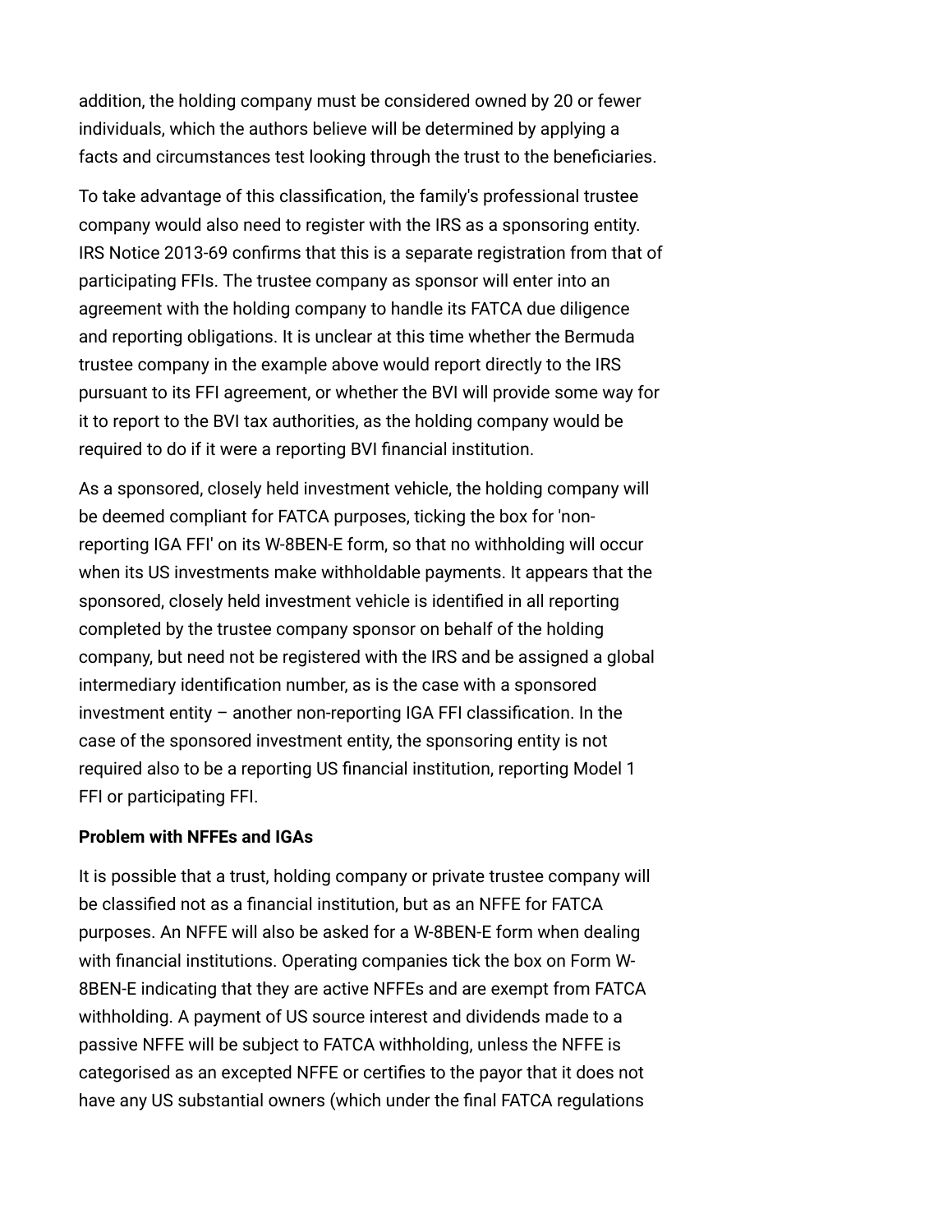addition, the holding company must be considered owned by 20 or fewer individuals, which the authors believe will be determined by applying a facts and circumstances test looking through the trust to the beneficiaries.

To take advantage of this classification, the family's professional trustee company would also need to register with the IRS as a sponsoring entity. IRS Notice 2013-69 confirms that this is a separate registration from that of participating FFIs. The trustee company as sponsor will enter into an agreement with the holding company to handle its FATCA due diligence and reporting obligations. It is unclear at this time whether the Bermuda trustee company in the example above would report directly to the IRS pursuant to its FFI agreement, or whether the BVI will provide some way for it to report to the BVI tax authorities, as the holding company would be required to do if it were a reporting BVI financial institution.

As a sponsored, closely held investment vehicle, the holding company will be deemed compliant for FATCA purposes, ticking the box for 'non-reporting IGA FFI' on its W-8BEN-E form, so that no withholding will occur when its US investments make withholdable payments. It appears that the sponsored, closely held investment vehicle is identified in all reporting completed by the trustee company sponsor on behalf of the holding company, but need not be registered with the IRS and be assigned a global intermediary identification number, as is the case with a sponsored investment entity – another non-reporting IGA FFI classification. In the case of the sponsored investment entity, the sponsoring entity is not required also to be a reporting US financial institution, reporting Model 1 FFI or participating FFI.

**Problem with NFFEs and IGAs**

It is possible that a trust, holding company or private trustee company will be classified not as a financial institution, but as an NFFE for FATCA purposes. An NFFE will also be asked for a W-8BEN-E form when dealing with financial institutions. Operating companies tick the box on Form W-8BEN-E indicating that they are active NFFEs and are exempt from FATCA withholding. A payment of US source interest and dividends made to a passive NFFE will be subject to FATCA withholding, unless the NFFE is categorised as an excepted NFFE or certifies to the payor that it does not have any US substantial owners (which under the final FATCA regulations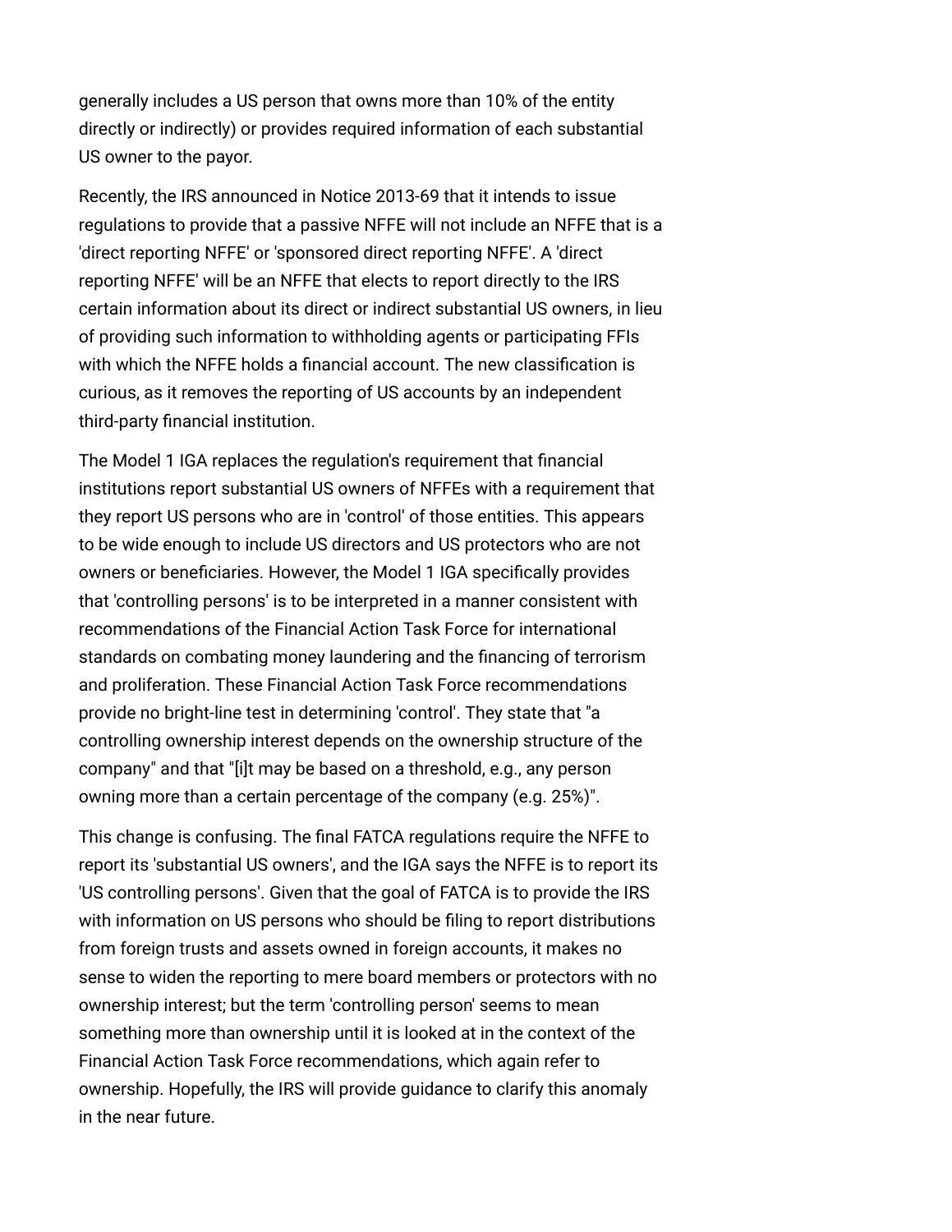generally includes a US person that owns more than 10% of the entity directly or indirectly) or provides required information of each substantial US owner to the payor.

Recently, the IRS announced in Notice 2013-69 that it intends to issue regulations to provide that a passive NFFE will not include an NFFE that is a 'direct reporting NFFE' or 'sponsored direct reporting NFFE'. A 'direct reporting NFFE' will be an NFFE that elects to report directly to the IRS certain information about its direct or indirect substantial US owners, in lieu of providing such information to withholding agents or participating FFIs with which the NFFE holds a financial account. The new classification is curious, as it removes the reporting of US accounts by an independent third-party financial institution.

The Model 1 IGA replaces the regulation's requirement that financial institutions report substantial US owners of NFFEs with a requirement that they report US persons who are in 'control' of those entities. This appears to be wide enough to include US directors and US protectors who are not owners or beneficiaries. However, the Model 1 IGA specifically provides that 'controlling persons' is to be interpreted in a manner consistent with recommendations of the Financial Action Task Force for international standards on combating money laundering and the financing of terrorism and proliferation. These Financial Action Task Force recommendations provide no bright-line test in determining 'control'. They state that "a controlling ownership interest depends on the ownership structure of the company" and that "[i]t may be based on a threshold, e.g., any person owning more than a certain percentage of the company (e.g. 25%)".

This change is confusing. The final FATCA regulations require the NFFE to report its 'substantial US owners', and the IGA says the NFFE is to report its 'US controlling persons'. Given that the goal of FATCA is to provide the IRS with information on US persons who should be filing to report distributions from foreign trusts and assets owned in foreign accounts, it makes no sense to widen the reporting to mere board members or protectors with no ownership interest; but the term 'controlling person' seems to mean something more than ownership until it is looked at in the context of the Financial Action Task Force recommendations, which again refer to ownership. Hopefully, the IRS will provide guidance to clarify this anomaly in the near future.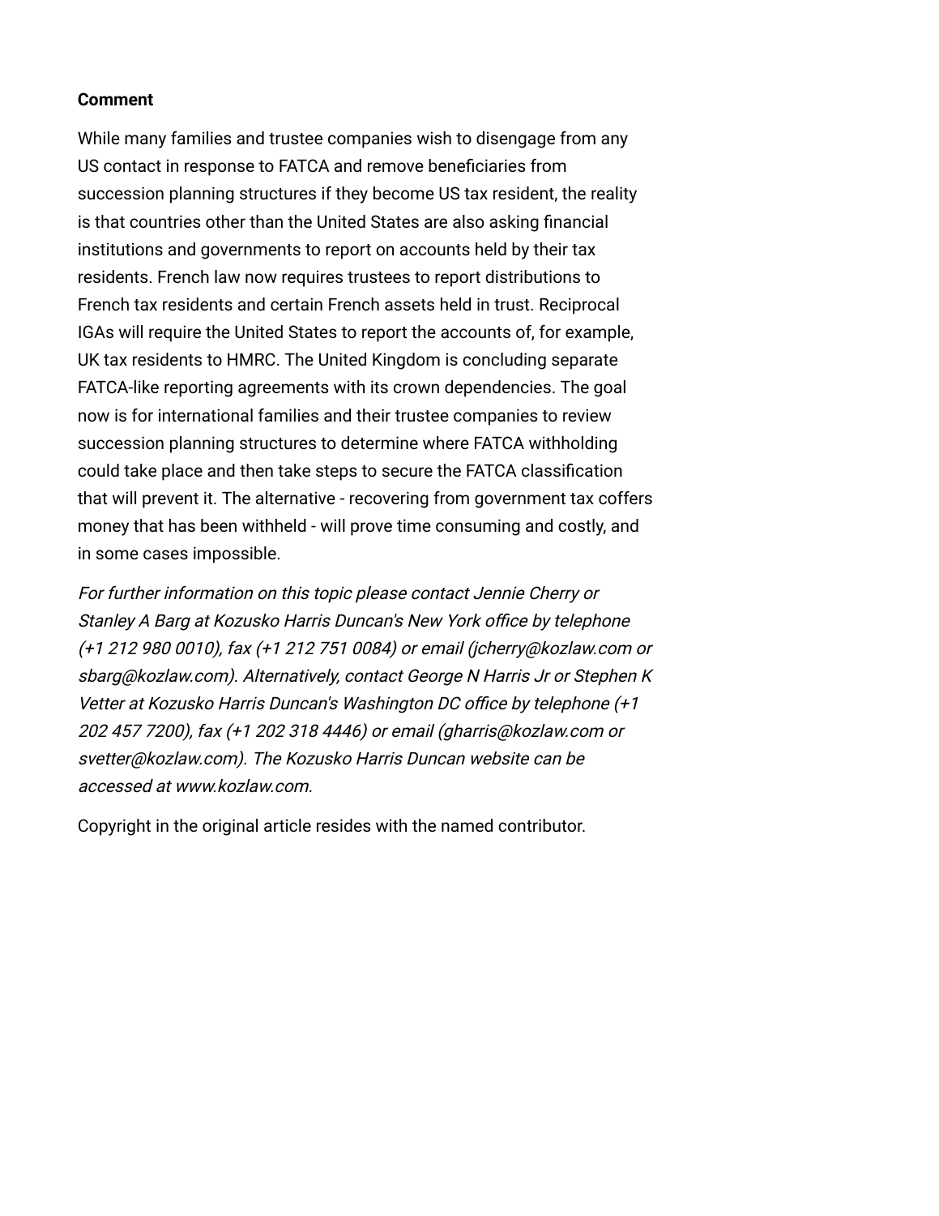**Comment**

While many families and trustee companies wish to disengage from any US contact in response to FATCA and remove beneficiaries from succession planning structures if they become US tax resident, the reality is that countries other than the United States are also asking financial institutions and governments to report on accounts held by their tax residents. French law now requires trustees to report distributions to French tax residents and certain French assets held in trust. Reciprocal IGAs will require the United States to report the accounts of, for example, UK tax residents to HMRC. The United Kingdom is concluding separate FATCA-like reporting agreements with its crown dependencies. The goal now is for international families and their trustee companies to review succession planning structures to determine where FATCA withholding could take place and then take steps to secure the FATCA classification that will prevent it. The alternative - recovering from government tax coffers money that has been withheld - will prove time consuming and costly, and in some cases impossible.

*For further information on this topic please contact Jennie Cherry or Stanley A Barg at Kozusko Harris Duncan's New York office by telephone (+1 212 980 0010), fax (+1 212 751 0084) or email (jcherry@kozlaw.com or sbarg@kozlaw.com). Alternatively, contact George N Harris Jr or Stephen K Vetter at Kozusko Harris Duncan's Washington DC office by telephone (+1 202 457 7200), fax (+1 202 318 4446) or email (gharris@kozlaw.com or svetter@kozlaw.com). The Kozusko Harris Duncan website can be accessed at www.kozlaw.com.*

Copyright in the original article resides with the named contributor.